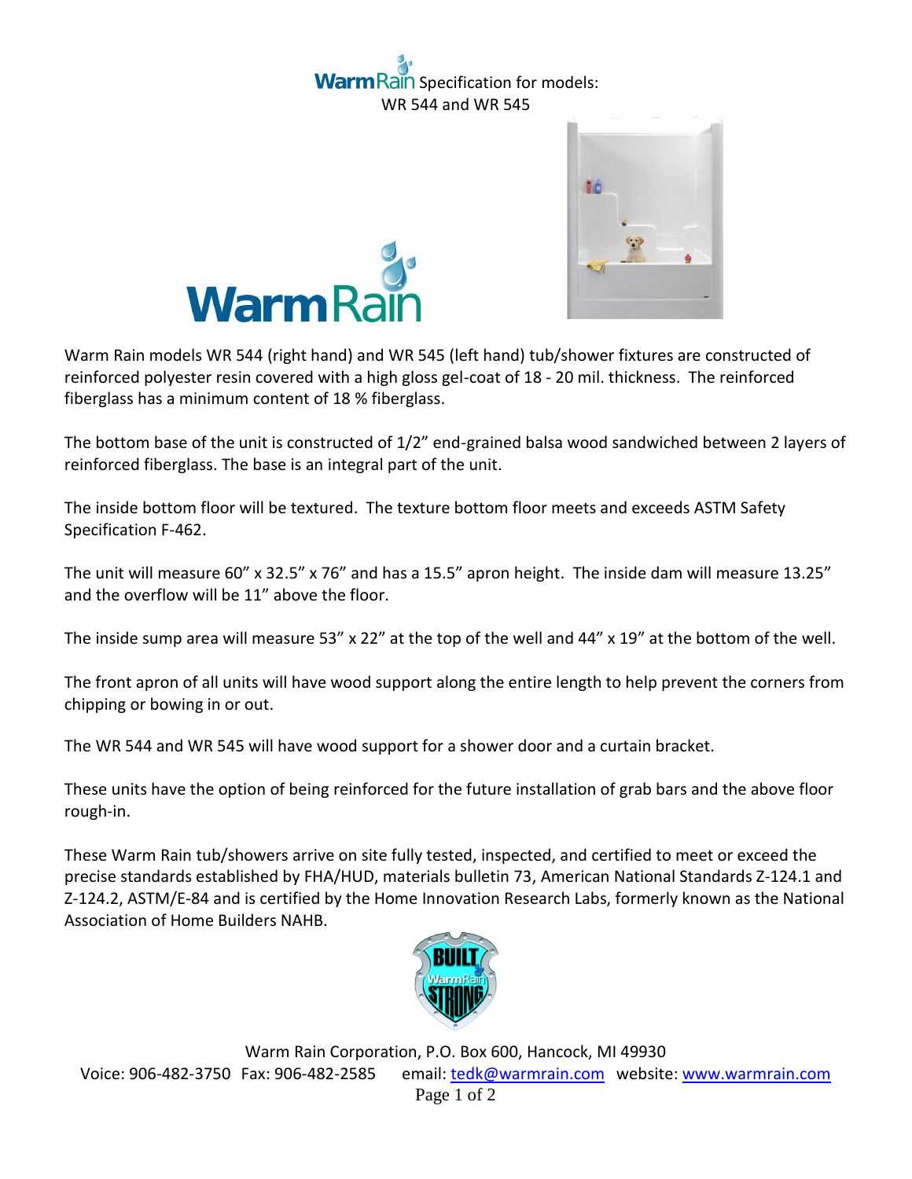# WarmRain Specification for models: WR 544 and WR 545

Warm Rain models WR 544 (right hand) and WR 545 (left hand) tub/shower fixtures are constructed of reinforced polyester resin covered with a high gloss gel-coat of 18 - 20 mil. thickness. The reinforced fiberglass has a minimum content of 18 % fiberglass.

The bottom base of the unit is constructed of 1/2" end-grained balsa wood sandwiched between 2 layers of reinforced fiberglass. The base is an integral part of the unit.

The inside bottom floor will be textured. The texture bottom floor meets and exceeds ASTM Safety Specification F-462.

The unit will measure 60" x 32.5" x 76" and has a 15.5" apron height. The inside dam will measure 13.25" and the overflow will be 11" above the floor.

The inside sump area will measure 53" x 22" at the top of the well and 44" x 19" at the bottom of the well.

The front apron of all units will have wood support along the entire length to help prevent the corners from chipping or bowing in or out.

The WR 544 and WR 545 will have wood support for a shower door and a curtain bracket.

These units have the option of being reinforced for the future installation of grab bars and the above floor rough-in.

These Warm Rain tub/showers arrive on site fully tested, inspected, and certified to meet or exceed the precise standards established by FHA/HUD, materials bulletin 73, American National Standards Z-124.1 and Z-124.2, ASTM/E-84 and is certified by the Home Innovation Research Labs, formerly known as the National Association of Home Builders NAHB.

Warm Rain Corporation, P.O. Box 600, Hancock, MI 49930
Voice: 906-482-3750 Fax: 906-482-2585 email: tedk@warmrain.com website: www.warmrain.com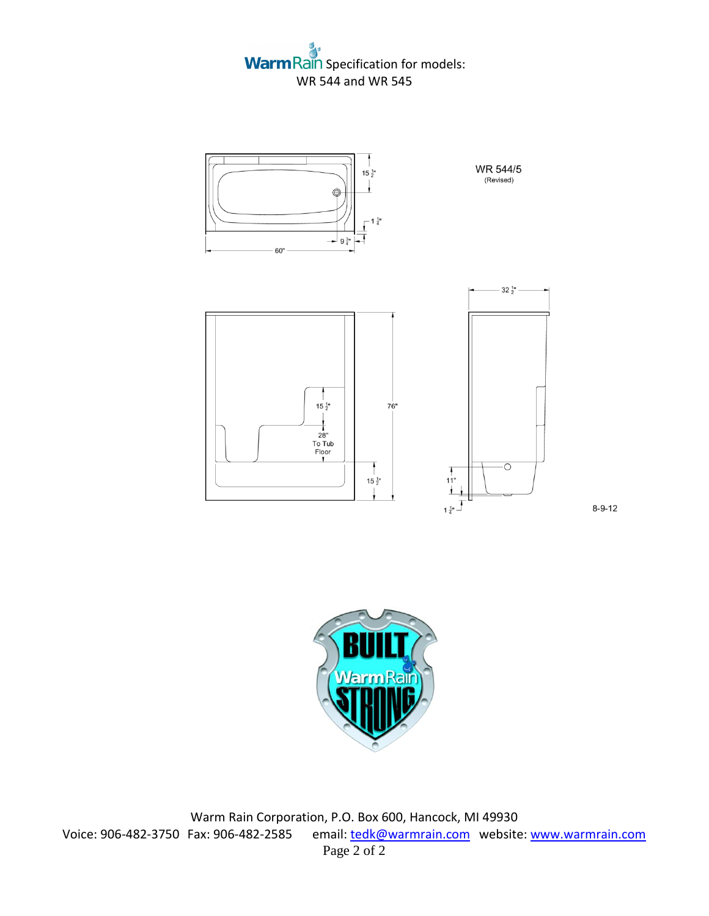WarmRain Specification for models:
WR 544 and WR 545

WR 544/5
(Revised)

15 ½"

1 ¼"

9 ¾"

60"

32 ½"

15 ½"

28"
To Tub
Floor

76"

15 ½"

11"

1 ¼"

8-9-12

BUILT WarmRain STRONG

Warm Rain Corporation, P.O. Box 600, Hancock, MI 49930
Voice: 906-482-3750 Fax: 906-482-2585 email: tedk@warmrain.com website: www.warmrain.com